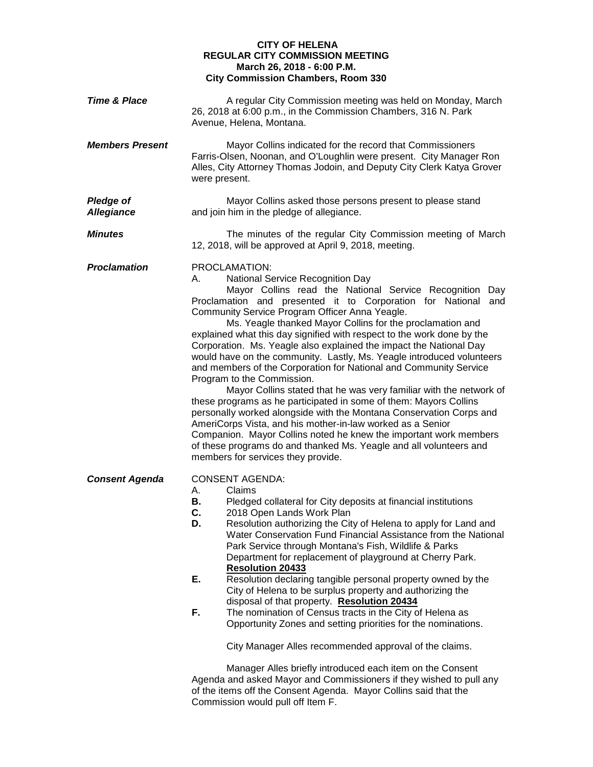**CITY OF HELENA**
**REGULAR CITY COMMISSION MEETING**
**March 26, 2018 - 6:00 P.M.**
**City Commission Chambers, Room 330**

***Time & Place***

A regular City Commission meeting was held on Monday, March 26, 2018 at 6:00 p.m., in the Commission Chambers, 316 N. Park Avenue, Helena, Montana.

***Members Present***

Mayor Collins indicated for the record that Commissioners Farris-Olsen, Noonan, and O'Loughlin were present. City Manager Ron Alles, City Attorney Thomas Jodoin, and Deputy City Clerk Katya Grover were present.

***Pledge of Allegiance***

Mayor Collins asked those persons present to please stand and join him in the pledge of allegiance.

***Minutes***

The minutes of the regular City Commission meeting of March 12, 2018, will be approved at April 9, 2018, meeting.

***Proclamation***

PROCLAMATION:

A. National Service Recognition Day

Mayor Collins read the National Service Recognition Day Proclamation and presented it to Corporation for National and Community Service Program Officer Anna Yeagle.

Ms. Yeagle thanked Mayor Collins for the proclamation and explained what this day signified with respect to the work done by the Corporation. Ms. Yeagle also explained the impact the National Day would have on the community. Lastly, Ms. Yeagle introduced volunteers and members of the Corporation for National and Community Service Program to the Commission.

Mayor Collins stated that he was very familiar with the network of these programs as he participated in some of them: Mayors Collins personally worked alongside with the Montana Conservation Corps and AmeriCorps Vista, and his mother-in-law worked as a Senior Companion. Mayor Collins noted he knew the important work members of these programs do and thanked Ms. Yeagle and all volunteers and members for services they provide.

***Consent Agenda***

CONSENT AGENDA:

A. Claims
**B.** Pledged collateral for City deposits at financial institutions
**C.** 2018 Open Lands Work Plan
**D.** Resolution authorizing the City of Helena to apply for Land and Water Conservation Fund Financial Assistance from the National Park Service through Montana's Fish, Wildlife & Parks Department for replacement of playground at Cherry Park. **Resolution 20433**
**E.** Resolution declaring tangible personal property owned by the City of Helena to be surplus property and authorizing the disposal of that property. **Resolution 20434**
**F.** The nomination of Census tracts in the City of Helena as Opportunity Zones and setting priorities for the nominations.

City Manager Alles recommended approval of the claims.

Manager Alles briefly introduced each item on the Consent Agenda and asked Mayor and Commissioners if they wished to pull any of the items off the Consent Agenda. Mayor Collins said that the Commission would pull off Item F.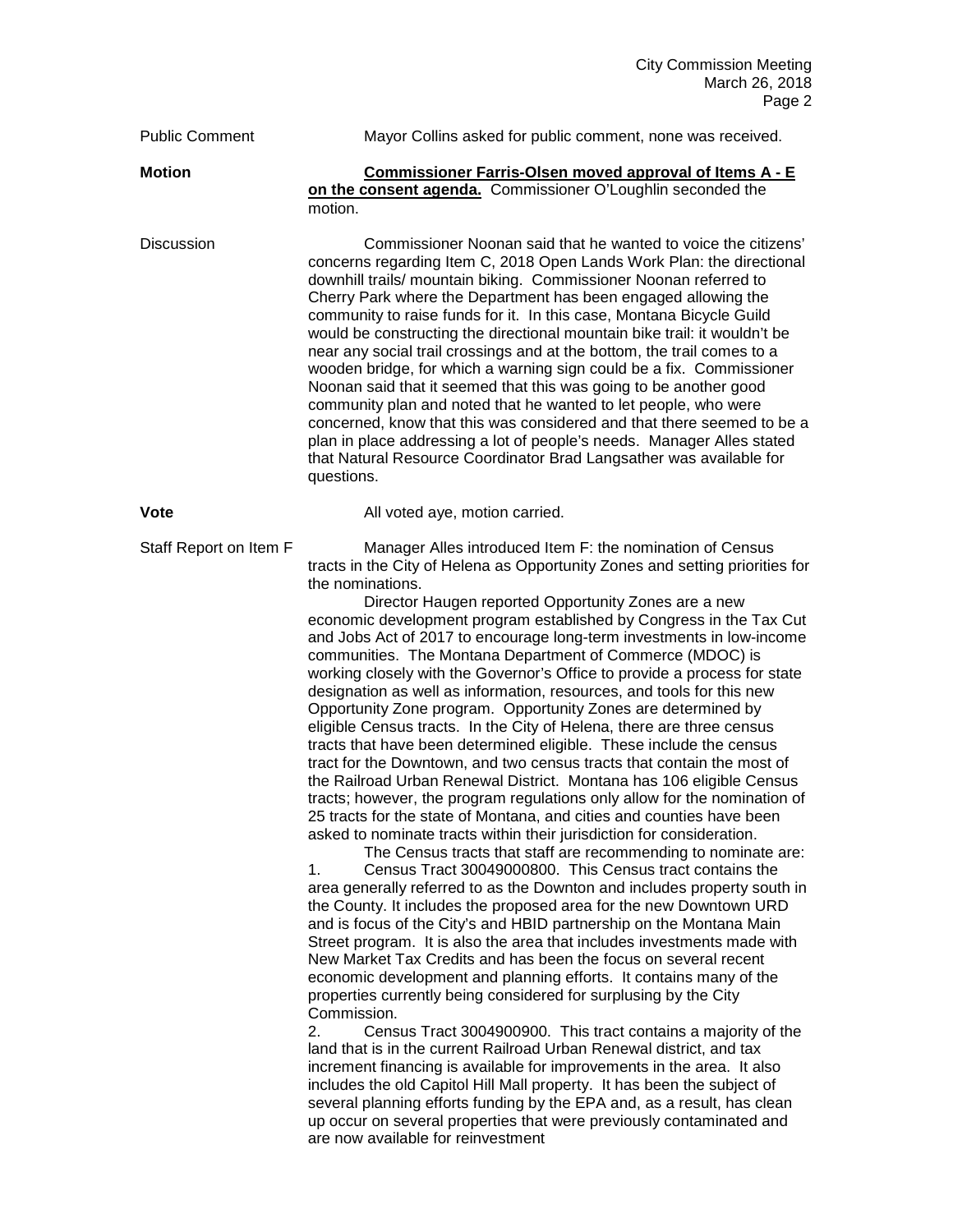Public Comment Mayor Collins asked for public comment, none was received.

**Motion** **Commissioner Farris-Olsen moved approval of Items A - E on the consent agenda.** Commissioner O'Loughlin seconded the motion.

Discussion Commissioner Noonan said that he wanted to voice the citizens' concerns regarding Item C, 2018 Open Lands Work Plan: the directional downhill trails/ mountain biking. Commissioner Noonan referred to Cherry Park where the Department has been engaged allowing the community to raise funds for it. In this case, Montana Bicycle Guild would be constructing the directional mountain bike trail: it wouldn't be near any social trail crossings and at the bottom, the trail comes to a wooden bridge, for which a warning sign could be a fix. Commissioner Noonan said that it seemed that this was going to be another good community plan and noted that he wanted to let people, who were concerned, know that this was considered and that there seemed to be a plan in place addressing a lot of people's needs. Manager Alles stated that Natural Resource Coordinator Brad Langsather was available for questions.

**Vote** All voted aye, motion carried.

Staff Report on Item F Manager Alles introduced Item F: the nomination of Census tracts in the City of Helena as Opportunity Zones and setting priorities for the nominations.

Director Haugen reported Opportunity Zones are a new economic development program established by Congress in the Tax Cut and Jobs Act of 2017 to encourage long-term investments in low-income communities. The Montana Department of Commerce (MDOC) is working closely with the Governor's Office to provide a process for state designation as well as information, resources, and tools for this new Opportunity Zone program. Opportunity Zones are determined by eligible Census tracts. In the City of Helena, there are three census tracts that have been determined eligible. These include the census tract for the Downtown, and two census tracts that contain the most of the Railroad Urban Renewal District. Montana has 106 eligible Census tracts; however, the program regulations only allow for the nomination of 25 tracts for the state of Montana, and cities and counties have been asked to nominate tracts within their jurisdiction for consideration.

The Census tracts that staff are recommending to nominate are:

1. Census Tract 30049000800. This Census tract contains the area generally referred to as the Downton and includes property south in the County. It includes the proposed area for the new Downtown URD and is focus of the City's and HBID partnership on the Montana Main Street program. It is also the area that includes investments made with New Market Tax Credits and has been the focus on several recent economic development and planning efforts. It contains many of the properties currently being considered for surplusing by the City Commission.
2. Census Tract 3004900900. This tract contains a majority of the land that is in the current Railroad Urban Renewal district, and tax increment financing is available for improvements in the area. It also includes the old Capitol Hill Mall property. It has been the subject of several planning efforts funding by the EPA and, as a result, has clean up occur on several properties that were previously contaminated and are now available for reinvestment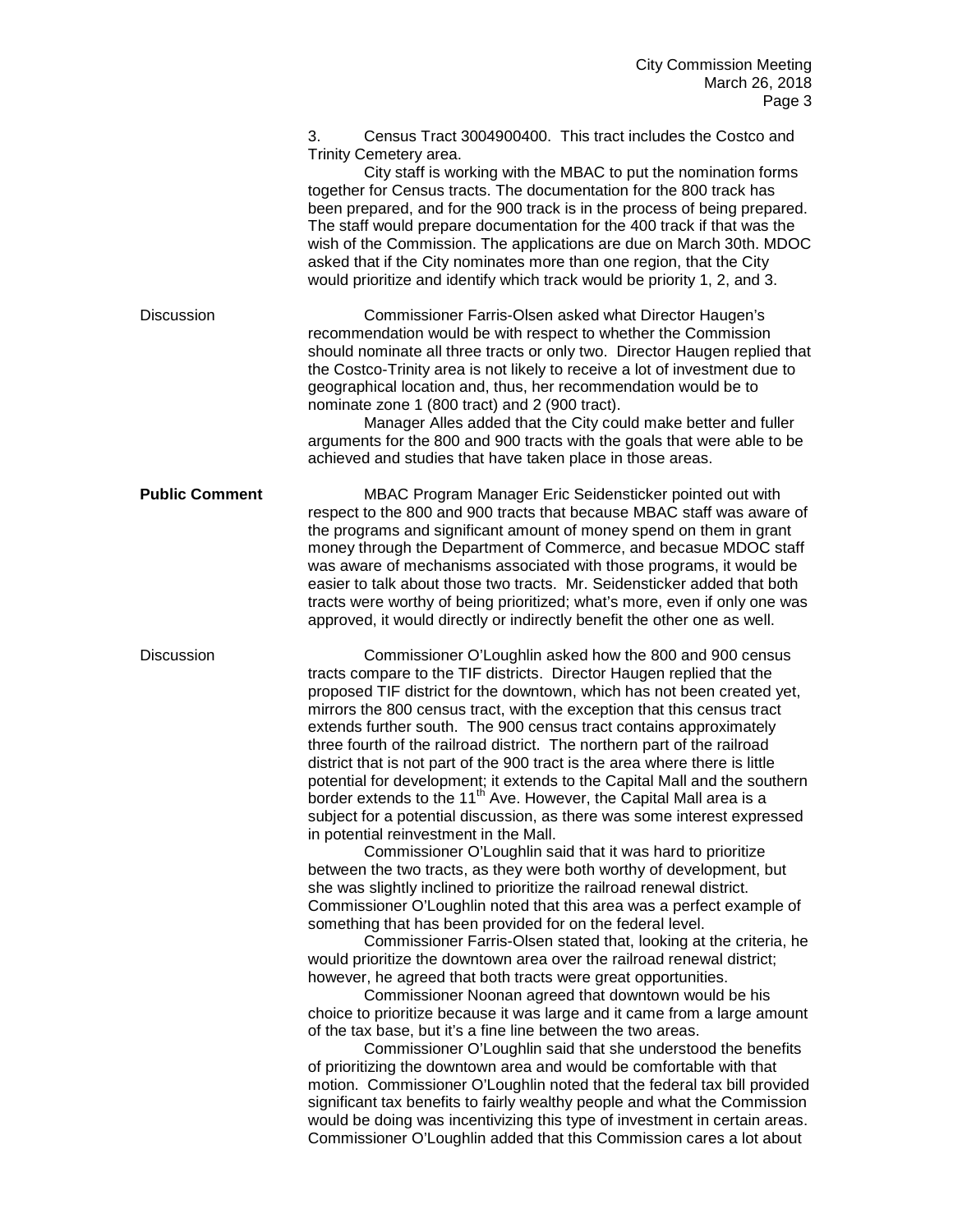3. Census Tract 3004900400. This tract includes the Costco and Trinity Cemetery area.

City staff is working with the MBAC to put the nomination forms together for Census tracts. The documentation for the 800 track has been prepared, and for the 900 track is in the process of being prepared. The staff would prepare documentation for the 400 track if that was the wish of the Commission. The applications are due on March 30th. MDOC asked that if the City nominates more than one region, that the City would prioritize and identify which track would be priority 1, 2, and 3.

Discussion

Commissioner Farris-Olsen asked what Director Haugen's recommendation would be with respect to whether the Commission should nominate all three tracts or only two. Director Haugen replied that the Costco-Trinity area is not likely to receive a lot of investment due to geographical location and, thus, her recommendation would be to nominate zone 1 (800 tract) and 2 (900 tract).

Manager Alles added that the City could make better and fuller arguments for the 800 and 900 tracts with the goals that were able to be achieved and studies that have taken place in those areas.

**Public Comment**

MBAC Program Manager Eric Seidensticker pointed out with respect to the 800 and 900 tracts that because MBAC staff was aware of the programs and significant amount of money spend on them in grant money through the Department of Commerce, and becasue MDOC staff was aware of mechanisms associated with those programs, it would be easier to talk about those two tracts. Mr. Seidensticker added that both tracts were worthy of being prioritized; what's more, even if only one was approved, it would directly or indirectly benefit the other one as well.

Discussion

Commissioner O'Loughlin asked how the 800 and 900 census tracts compare to the TIF districts. Director Haugen replied that the proposed TIF district for the downtown, which has not been created yet, mirrors the 800 census tract, with the exception that this census tract extends further south. The 900 census tract contains approximately three fourth of the railroad district. The northern part of the railroad district that is not part of the 900 tract is the area where there is little potential for development; it extends to the Capital Mall and the southern border extends to the 11th Ave. However, the Capital Mall area is a subject for a potential discussion, as there was some interest expressed in potential reinvestment in the Mall.

Commissioner O'Loughlin said that it was hard to prioritize between the two tracts, as they were both worthy of development, but she was slightly inclined to prioritize the railroad renewal district. Commissioner O'Loughlin noted that this area was a perfect example of something that has been provided for on the federal level.

Commissioner Farris-Olsen stated that, looking at the criteria, he would prioritize the downtown area over the railroad renewal district; however, he agreed that both tracts were great opportunities.

Commissioner Noonan agreed that downtown would be his choice to prioritize because it was large and it came from a large amount of the tax base, but it's a fine line between the two areas.

Commissioner O'Loughlin said that she understood the benefits of prioritizing the downtown area and would be comfortable with that motion. Commissioner O'Loughlin noted that the federal tax bill provided significant tax benefits to fairly wealthy people and what the Commission would be doing was incentivizing this type of investment in certain areas. Commissioner O'Loughlin added that this Commission cares a lot about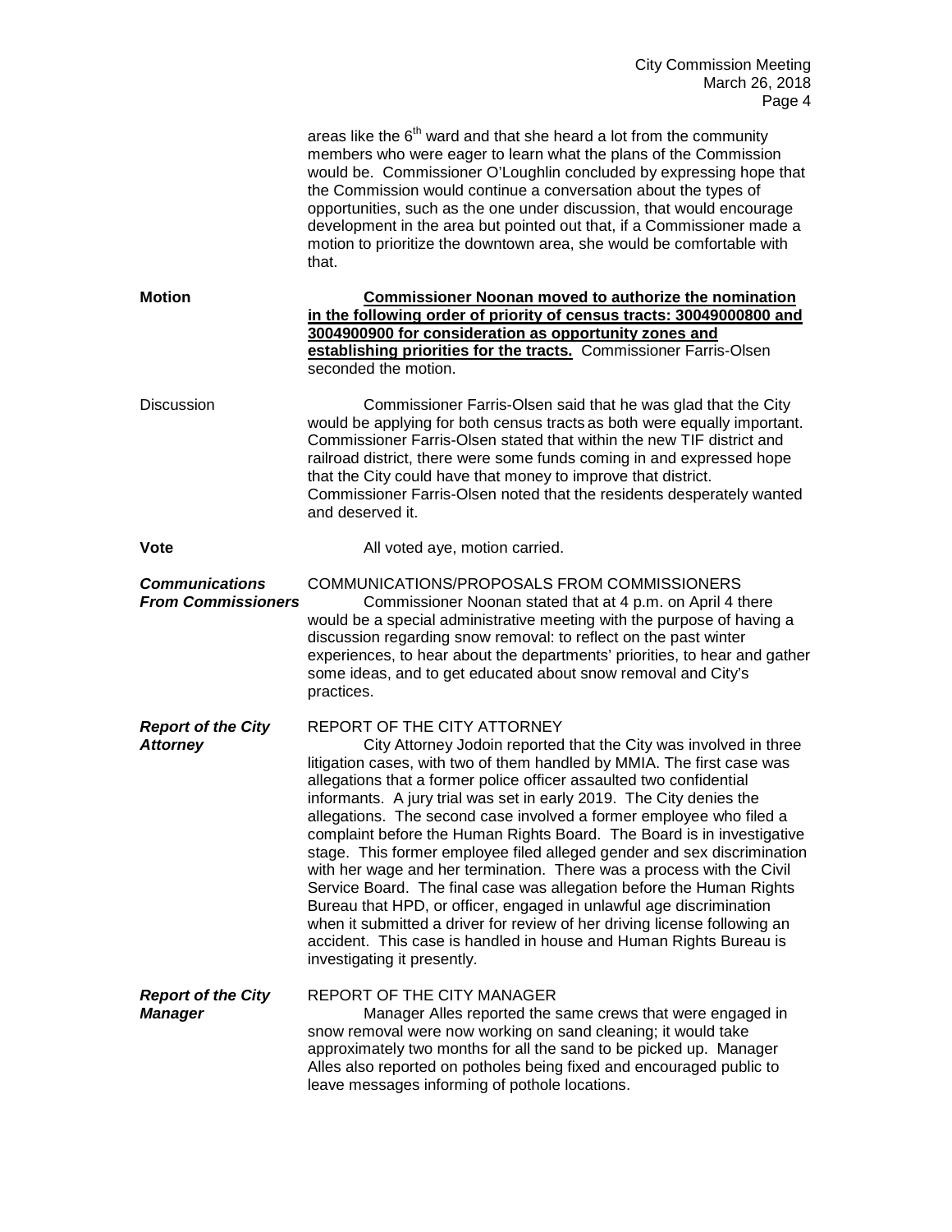areas like the 6th ward and that she heard a lot from the community members who were eager to learn what the plans of the Commission would be. Commissioner O'Loughlin concluded by expressing hope that the Commission would continue a conversation about the types of opportunities, such as the one under discussion, that would encourage development in the area but pointed out that, if a Commissioner made a motion to prioritize the downtown area, she would be comfortable with that.

**Motion**

**Commissioner Noonan moved to authorize the nomination in the following order of priority of census tracts: 30049000800 and 3004900900 for consideration as opportunity zones and establishing priorities for the tracts.** Commissioner Farris-Olsen seconded the motion.

Discussion

Commissioner Farris-Olsen said that he was glad that the City would be applying for both census tracts as both were equally important. Commissioner Farris-Olsen stated that within the new TIF district and railroad district, there were some funds coming in and expressed hope that the City could have that money to improve that district. Commissioner Farris-Olsen noted that the residents desperately wanted and deserved it.

**Vote**

All voted aye, motion carried.

***Communications From Commissioners***

COMMUNICATIONS/PROPOSALS FROM COMMISSIONERS

Commissioner Noonan stated that at 4 p.m. on April 4 there would be a special administrative meeting with the purpose of having a discussion regarding snow removal: to reflect on the past winter experiences, to hear about the departments' priorities, to hear and gather some ideas, and to get educated about snow removal and City's practices.

***Report of the City Attorney***

REPORT OF THE CITY ATTORNEY

City Attorney Jodoin reported that the City was involved in three litigation cases, with two of them handled by MMIA. The first case was allegations that a former police officer assaulted two confidential informants. A jury trial was set in early 2019. The City denies the allegations. The second case involved a former employee who filed a complaint before the Human Rights Board. The Board is in investigative stage. This former employee filed alleged gender and sex discrimination with her wage and her termination. There was a process with the Civil Service Board. The final case was allegation before the Human Rights Bureau that HPD, or officer, engaged in unlawful age discrimination when it submitted a driver for review of her driving license following an accident. This case is handled in house and Human Rights Bureau is investigating it presently.

***Report of the City Manager***

REPORT OF THE CITY MANAGER

Manager Alles reported the same crews that were engaged in snow removal were now working on sand cleaning; it would take approximately two months for all the sand to be picked up. Manager Alles also reported on potholes being fixed and encouraged public to leave messages informing of pothole locations.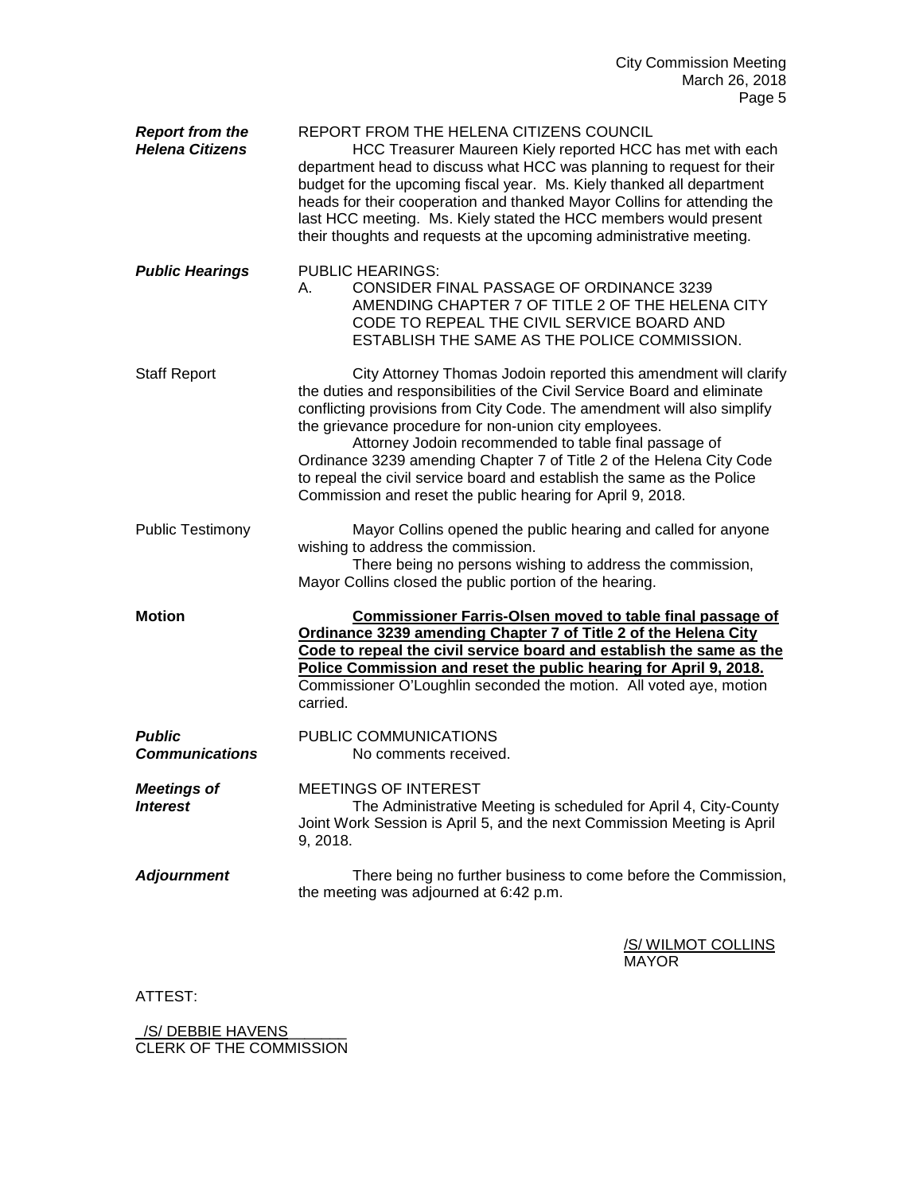***Report from the Helena Citizens***

REPORT FROM THE HELENA CITIZENS COUNCIL

HCC Treasurer Maureen Kiely reported HCC has met with each department head to discuss what HCC was planning to request for their budget for the upcoming fiscal year. Ms. Kiely thanked all department heads for their cooperation and thanked Mayor Collins for attending the last HCC meeting. Ms. Kiely stated the HCC members would present their thoughts and requests at the upcoming administrative meeting.

***Public Hearings***

PUBLIC HEARINGS:

A. CONSIDER FINAL PASSAGE OF ORDINANCE 3239 AMENDING CHAPTER 7 OF TITLE 2 OF THE HELENA CITY CODE TO REPEAL THE CIVIL SERVICE BOARD AND ESTABLISH THE SAME AS THE POLICE COMMISSION.

Staff Report

City Attorney Thomas Jodoin reported this amendment will clarify the duties and responsibilities of the Civil Service Board and eliminate conflicting provisions from City Code. The amendment will also simplify the grievance procedure for non-union city employees.

Attorney Jodoin recommended to table final passage of Ordinance 3239 amending Chapter 7 of Title 2 of the Helena City Code to repeal the civil service board and establish the same as the Police Commission and reset the public hearing for April 9, 2018.

Public Testimony

Mayor Collins opened the public hearing and called for anyone wishing to address the commission.

There being no persons wishing to address the commission, Mayor Collins closed the public portion of the hearing.

**Motion**

**Commissioner Farris-Olsen moved to table final passage of Ordinance 3239 amending Chapter 7 of Title 2 of the Helena City Code to repeal the civil service board and establish the same as the Police Commission and reset the public hearing for April 9, 2018.** Commissioner O'Loughlin seconded the motion. All voted aye, motion carried.

***Public Communications***

PUBLIC COMMUNICATIONS

No comments received.

***Meetings of Interest***

MEETINGS OF INTEREST

The Administrative Meeting is scheduled for April 4, City-County Joint Work Session is April 5, and the next Commission Meeting is April 9, 2018.

***Adjournment***

There being no further business to come before the Commission, the meeting was adjourned at 6:42 p.m.

/S/ WILMOT COLLINS
MAYOR

ATTEST:

/S/ DEBBIE HAVENS
CLERK OF THE COMMISSION